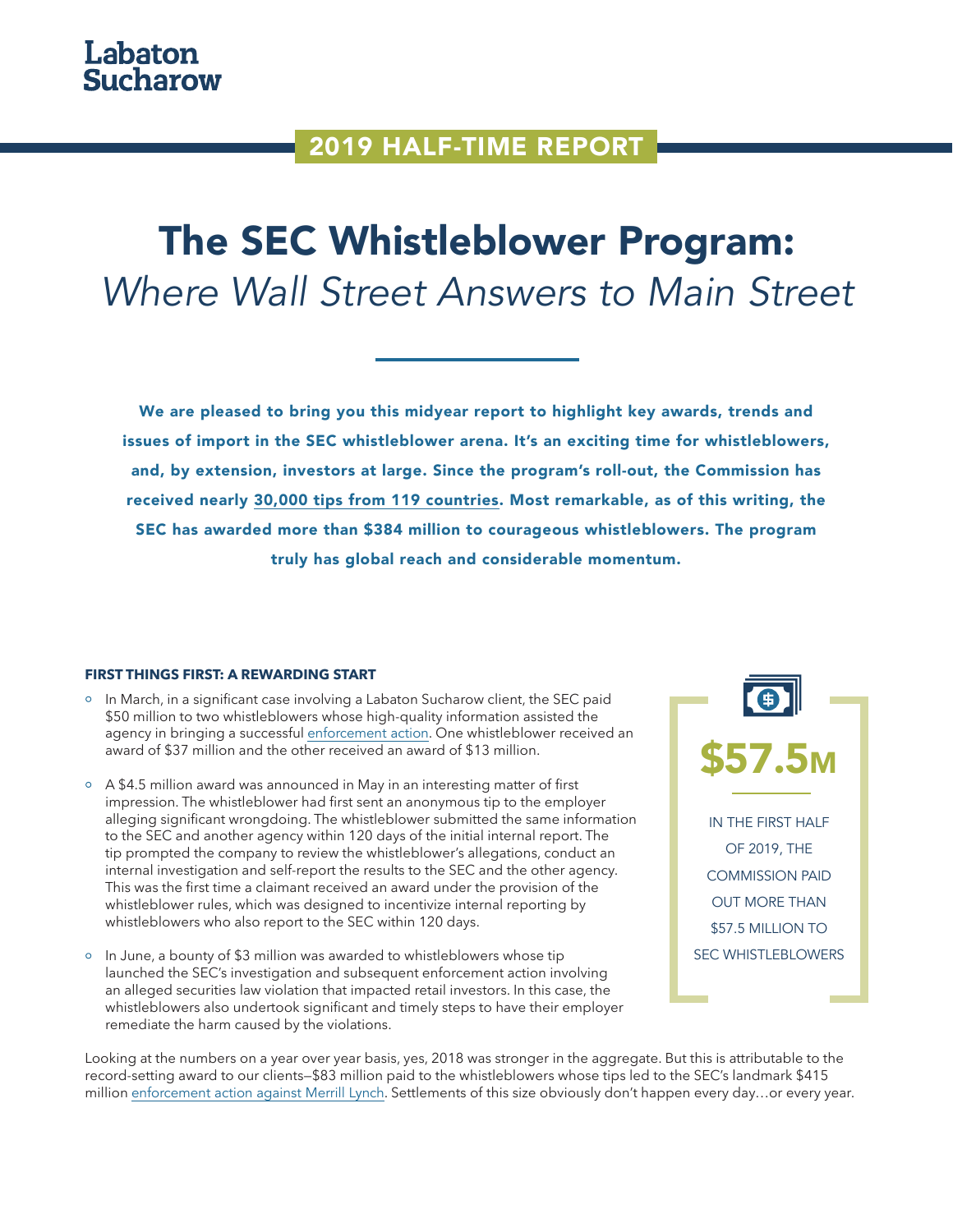Labaton Sucharow

2019 HALF-TIME REPORT

# The SEC Whistleblower Program:
*Where Wall Street Answers to Main Street*

**We are pleased to bring you this midyear report to highlight key awards, trends and issues of import in the SEC whistleblower arena. It's an exciting time for whistleblowers, and, by extension, investors at large. Since the program's roll-out, the Commission has received nearly 30,000 tips from 119 countries. Most remarkable, as of this writing, the SEC has awarded more than $384 million to courageous whistleblowers. The program truly has global reach and considerable momentum.**

### FIRST THINGS FIRST: A REWARDING START

- In March, in a significant case involving a Labaton Sucharow client, the SEC paid $50 million to two whistleblowers whose high-quality information assisted the agency in bringing a successful enforcement action. One whistleblower received an award of $37 million and the other received an award of $13 million.
- A $4.5 million award was announced in May in an interesting matter of first impression. The whistleblower had first sent an anonymous tip to the employer alleging significant wrongdoing. The whistleblower submitted the same information to the SEC and another agency within 120 days of the initial internal report. The tip prompted the company to review the whistleblower's allegations, conduct an internal investigation and self-report the results to the SEC and the other agency. This was the first time a claimant received an award under the provision of the whistleblower rules, which was designed to incentivize internal reporting by whistleblowers who also report to the SEC within 120 days.
- In June, a bounty of $3 million was awarded to whistleblowers whose tip launched the SEC's investigation and subsequent enforcement action involving an alleged securities law violation that impacted retail investors. In this case, the whistleblowers also undertook significant and timely steps to have their employer remediate the harm caused by the violations.

**$57.5M**

IN THE FIRST HALF OF 2019, THE COMMISSION PAID OUT MORE THAN $57.5 MILLION TO SEC WHISTLEBLOWERS

Looking at the numbers on a year over year basis, yes, 2018 was stronger in the aggregate. But this is attributable to the record-setting award to our clients—$83 million paid to the whistleblowers whose tips led to the SEC's landmark $415 million enforcement action against Merrill Lynch. Settlements of this size obviously don't happen every day…or every year.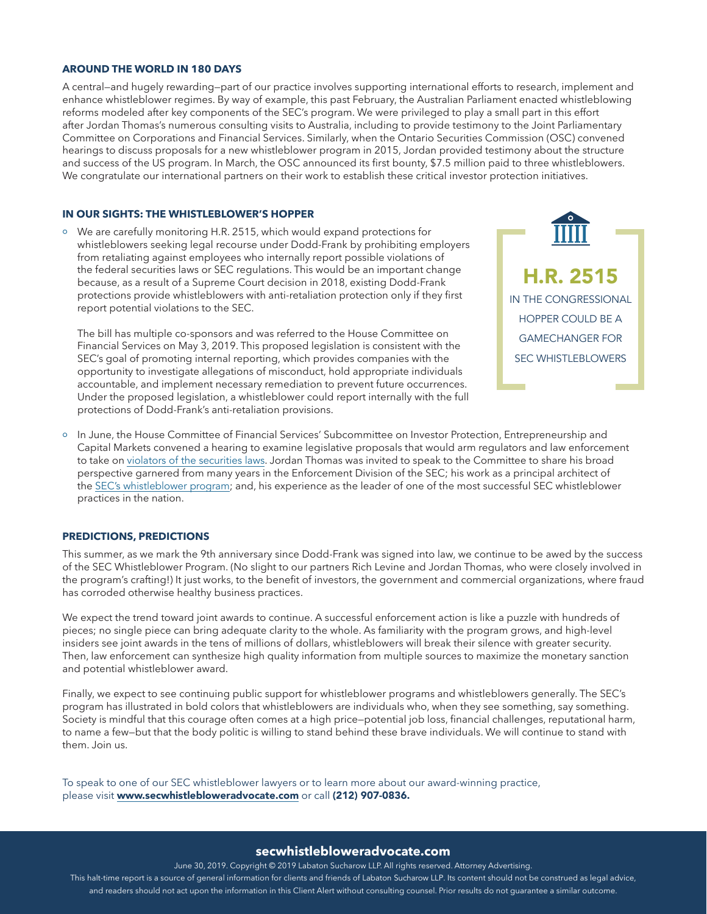## AROUND THE WORLD IN 180 DAYS

A central—and hugely rewarding—part of our practice involves supporting international efforts to research, implement and enhance whistleblower regimes. By way of example, this past February, the Australian Parliament enacted whistleblowing reforms modeled after key components of the SEC's program. We were privileged to play a small part in this effort after Jordan Thomas's numerous consulting visits to Australia, including to provide testimony to the Joint Parliamentary Committee on Corporations and Financial Services. Similarly, when the Ontario Securities Commission (OSC) convened hearings to discuss proposals for a new whistleblower program in 2015, Jordan provided testimony about the structure and success of the US program. In March, the OSC announced its first bounty, $7.5 million paid to three whistleblowers. We congratulate our international partners on their work to establish these critical investor protection initiatives.

## IN OUR SIGHTS: THE WHISTLEBLOWER'S HOPPER

- We are carefully monitoring H.R. 2515, which would expand protections for whistleblowers seeking legal recourse under Dodd-Frank by prohibiting employers from retaliating against employees who internally report possible violations of the federal securities laws or SEC regulations. This would be an important change because, as a result of a Supreme Court decision in 2018, existing Dodd-Frank protections provide whistleblowers with anti-retaliation protection only if they first report potential violations to the SEC.

  The bill has multiple co-sponsors and was referred to the House Committee on Financial Services on May 3, 2019. This proposed legislation is consistent with the SEC's goal of promoting internal reporting, which provides companies with the opportunity to investigate allegations of misconduct, hold appropriate individuals accountable, and implement necessary remediation to prevent future occurrences. Under the proposed legislation, a whistleblower could report internally with the full protections of Dodd-Frank's anti-retaliation provisions.

**H.R. 2515**
IN THE CONGRESSIONAL HOPPER COULD BE A GAMECHANGER FOR SEC WHISTLEBLOWERS

- In June, the House Committee of Financial Services' Subcommittee on Investor Protection, Entrepreneurship and Capital Markets convened a hearing to examine legislative proposals that would arm regulators and law enforcement to take on violators of the securities laws. Jordan Thomas was invited to speak to the Committee to share his broad perspective garnered from many years in the Enforcement Division of the SEC; his work as a principal architect of the SEC's whistleblower program; and, his experience as the leader of one of the most successful SEC whistleblower practices in the nation.

## PREDICTIONS, PREDICTIONS

This summer, as we mark the 9th anniversary since Dodd-Frank was signed into law, we continue to be awed by the success of the SEC Whistleblower Program. (No slight to our partners Rich Levine and Jordan Thomas, who were closely involved in the program's crafting!) It just works, to the benefit of investors, the government and commercial organizations, where fraud has corroded otherwise healthy business practices.

We expect the trend toward joint awards to continue. A successful enforcement action is like a puzzle with hundreds of pieces; no single piece can bring adequate clarity to the whole. As familiarity with the program grows, and high-level insiders see joint awards in the tens of millions of dollars, whistleblowers will break their silence with greater security. Then, law enforcement can synthesize high quality information from multiple sources to maximize the monetary sanction and potential whistleblower award.

Finally, we expect to see continuing public support for whistleblower programs and whistleblowers generally. The SEC's program has illustrated in bold colors that whistleblowers are individuals who, when they see something, say something. Society is mindful that this courage often comes at a high price—potential job loss, financial challenges, reputational harm, to name a few—but that the body politic is willing to stand behind these brave individuals. We will continue to stand with them. Join us.

To speak to one of our SEC whistleblower lawyers or to learn more about our award-winning practice, please visit **www.secwhistlebloweradvocate.com** or call **(212) 907-0836.**

**secwhistlebloweradvocate.com**

June 30, 2019. Copyright © 2019 Labaton Sucharow LLP. All rights reserved. Attorney Advertising.
This halt-time report is a source of general information for clients and friends of Labaton Sucharow LLP. Its content should not be construed as legal advice, and readers should not act upon the information in this Client Alert without consulting counsel. Prior results do not guarantee a similar outcome.